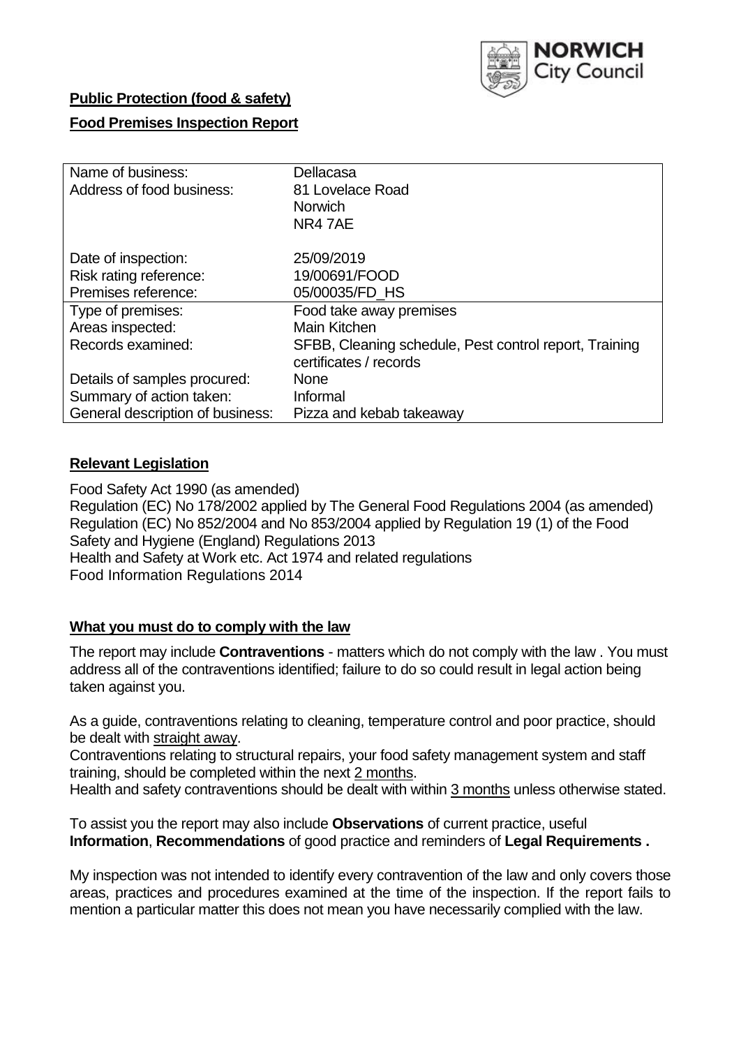NORWICH City Council

**Public Protection (food & safety)**

**Food Premises Inspection Report**

| | |
|---|---|
| Name of business: | Dellacasa |
| Address of food business: | 81 Lovelace Road<br>Norwich<br>NR4 7AE |
| Date of inspection: | 25/09/2019 |
| Risk rating reference: | 19/00691/FOOD |
| Premises reference: | 05/00035/FD_HS |
| Type of premises: | Food take away premises |
| Areas inspected: | Main Kitchen |
| Records examined: | SFBB, Cleaning schedule, Pest control report, Training certificates / records |
| Details of samples procured: | None |
| Summary of action taken: | Informal |
| General description of business: | Pizza and kebab takeaway |

## Relevant Legislation

Food Safety Act 1990 (as amended)
Regulation (EC) No 178/2002 applied by The General Food Regulations 2004 (as amended)
Regulation (EC) No 852/2004 and No 853/2004 applied by Regulation 19 (1) of the Food Safety and Hygiene (England) Regulations 2013
Health and Safety at Work etc. Act 1974 and related regulations
Food Information Regulations 2014

## What you must do to comply with the law

The report may include **Contraventions** - matters which do not comply with the law . You must address all of the contraventions identified; failure to do so could result in legal action being taken against you.

As a guide, contraventions relating to cleaning, temperature control and poor practice, should be dealt with straight away.

Contraventions relating to structural repairs, your food safety management system and staff training, should be completed within the next 2 months.

Health and safety contraventions should be dealt with within 3 months unless otherwise stated.

To assist you the report may also include **Observations** of current practice, useful **Information**, **Recommendations** of good practice and reminders of **Legal Requirements .**

My inspection was not intended to identify every contravention of the law and only covers those areas, practices and procedures examined at the time of the inspection. If the report fails to mention a particular matter this does not mean you have necessarily complied with the law.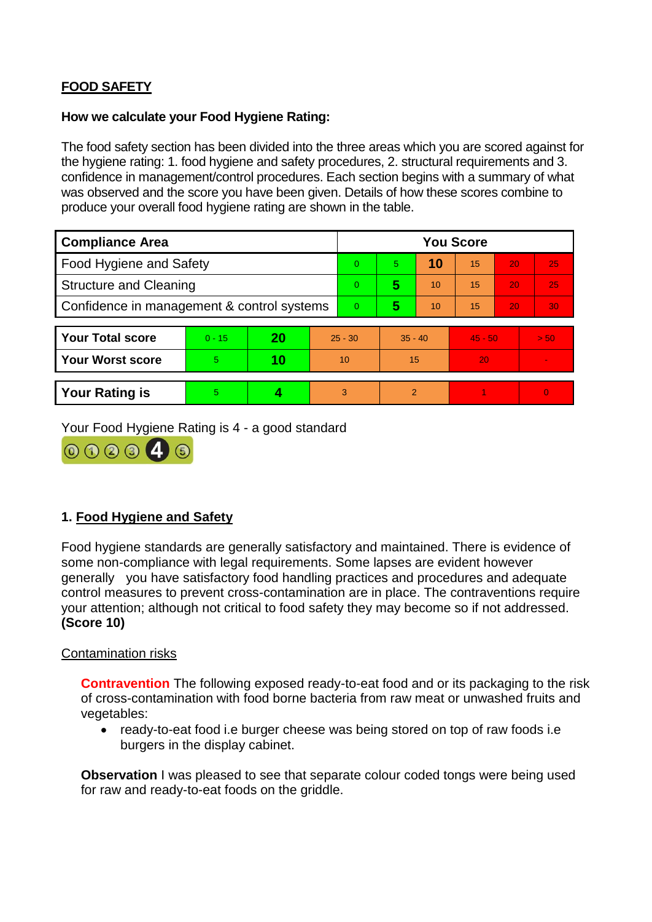## FOOD SAFETY

**How we calculate your Food Hygiene Rating:**

The food safety section has been divided into the three areas which you are scored against for the hygiene rating: 1. food hygiene and safety procedures, 2. structural requirements and 3. confidence in management/control procedures. Each section begins with a summary of what was observed and the score you have been given. Details of how these scores combine to produce your overall food hygiene rating are shown in the table.

| Compliance Area | You Score | | | | | |
|---|---|---|---|---|---|---|
| Food Hygiene and Safety | 0 | 5 | **10** | 15 | 20 | 25 |
| Structure and Cleaning | 0 | **5** | 10 | 15 | 20 | 25 |
| Confidence in management & control systems | 0 | **5** | 10 | 15 | 20 | 30 |

| | | | | | | |
|---|---|---|---|---|---|---|
| **Your Total score** | 0 - 15 | **20** | 25 - 30 | 35 - 40 | 45 - 50 | > 50 |
| **Your Worst score** | 5 | **10** | 10 | 15 | 20 | - |
| **Your Rating is** | 5 | **4** | 3 | 2 | 1 | 0 |

Your Food Hygiene Rating is 4 - a good standard

## 1. Food Hygiene and Safety

Food hygiene standards are generally satisfactory and maintained. There is evidence of some non-compliance with legal requirements. Some lapses are evident however generally you have satisfactory food handling practices and procedures and adequate control measures to prevent cross-contamination are in place. The contraventions require your attention; although not critical to food safety they may become so if not addressed. **(Score 10)**

Contamination risks

**Contravention** The following exposed ready-to-eat food and or its packaging to the risk of cross-contamination with food borne bacteria from raw meat or unwashed fruits and vegetables:

- ready-to-eat food i.e burger cheese was being stored on top of raw foods i.e burgers in the display cabinet.

**Observation** I was pleased to see that separate colour coded tongs were being used for raw and ready-to-eat foods on the griddle.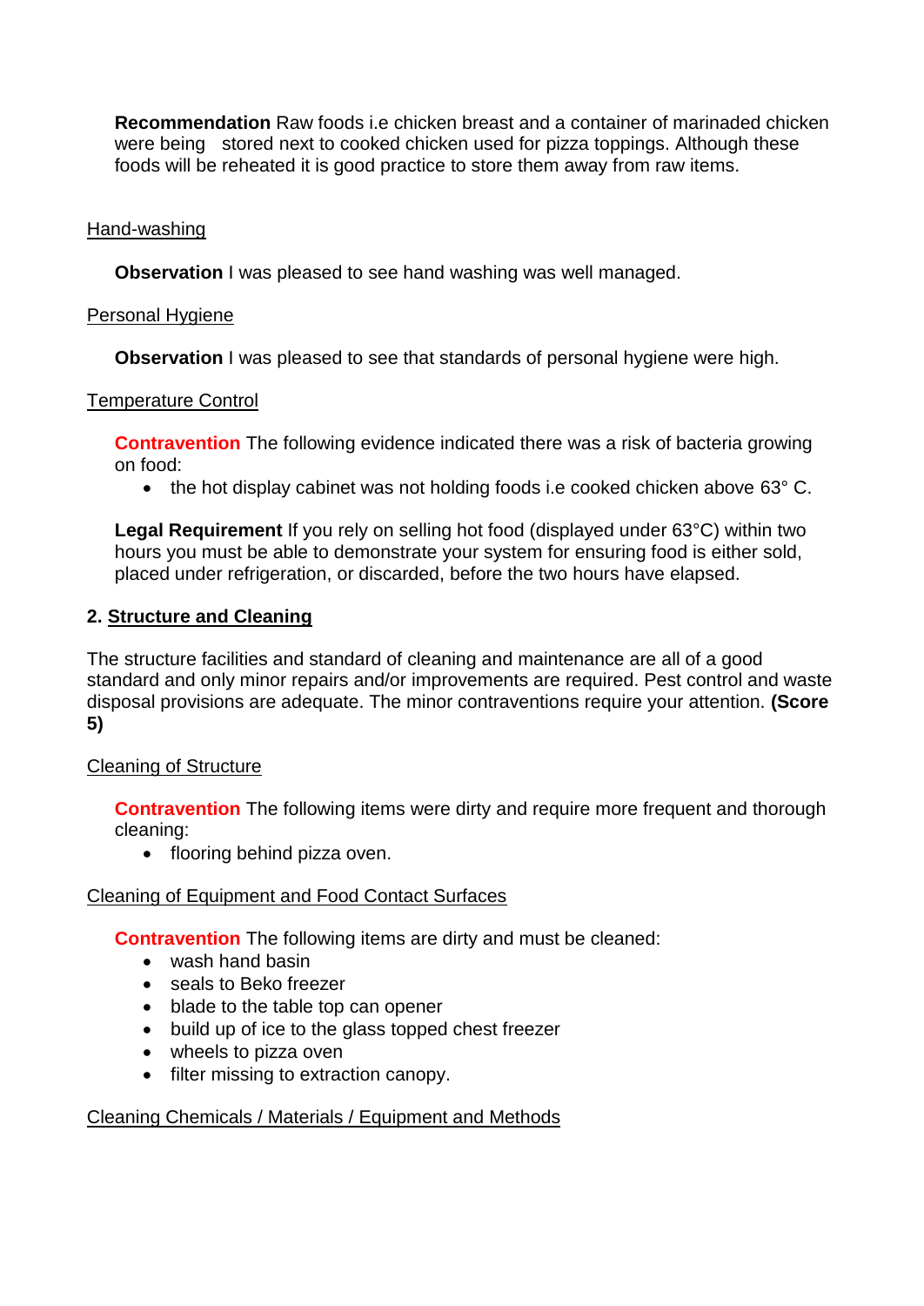**Recommendation** Raw foods i.e chicken breast and a container of marinaded chicken were being stored next to cooked chicken used for pizza toppings. Although these foods will be reheated it is good practice to store them away from raw items.

Hand-washing

**Observation** I was pleased to see hand washing was well managed.

Personal Hygiene

**Observation** I was pleased to see that standards of personal hygiene were high.

Temperature Control

**Contravention** The following evidence indicated there was a risk of bacteria growing on food:

- the hot display cabinet was not holding foods i.e cooked chicken above 63° C.

**Legal Requirement** If you rely on selling hot food (displayed under 63°C) within two hours you must be able to demonstrate your system for ensuring food is either sold, placed under refrigeration, or discarded, before the two hours have elapsed.

## 2. Structure and Cleaning

The structure facilities and standard of cleaning and maintenance are all of a good standard and only minor repairs and/or improvements are required. Pest control and waste disposal provisions are adequate. The minor contraventions require your attention. **(Score 5)**

Cleaning of Structure

**Contravention** The following items were dirty and require more frequent and thorough cleaning:

- flooring behind pizza oven.

Cleaning of Equipment and Food Contact Surfaces

**Contravention** The following items are dirty and must be cleaned:

- wash hand basin
- seals to Beko freezer
- blade to the table top can opener
- build up of ice to the glass topped chest freezer
- wheels to pizza oven
- filter missing to extraction canopy.

Cleaning Chemicals / Materials / Equipment and Methods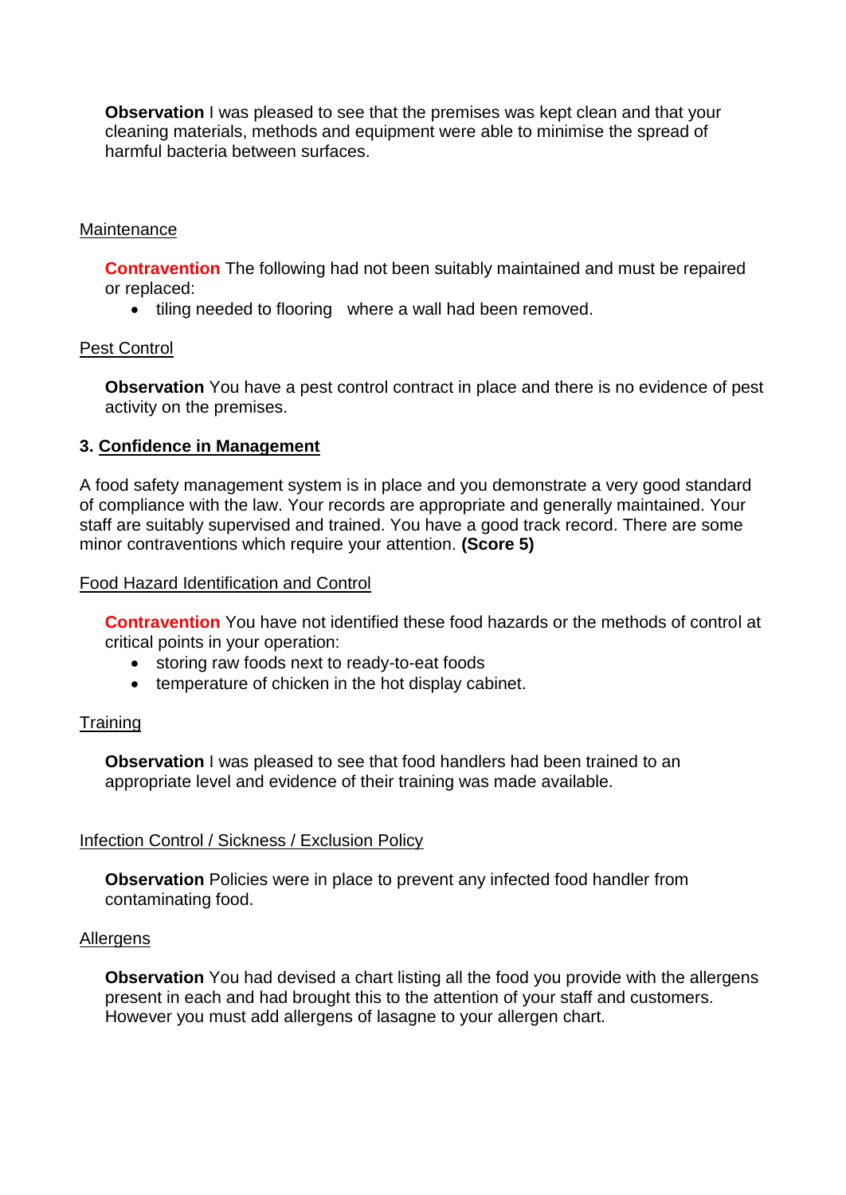**Observation** I was pleased to see that the premises was kept clean and that your cleaning materials, methods and equipment were able to minimise the spread of harmful bacteria between surfaces.

Maintenance

**Contravention** The following had not been suitably maintained and must be repaired or replaced:

- tiling needed to flooring where a wall had been removed.

Pest Control

**Observation** You have a pest control contract in place and there is no evidence of pest activity on the premises.

### 3. Confidence in Management

A food safety management system is in place and you demonstrate a very good standard of compliance with the law. Your records are appropriate and generally maintained. Your staff are suitably supervised and trained. You have a good track record. There are some minor contraventions which require your attention. **(Score 5)**

Food Hazard Identification and Control

**Contravention** You have not identified these food hazards or the methods of control at critical points in your operation:

- storing raw foods next to ready-to-eat foods
- temperature of chicken in the hot display cabinet.

Training

**Observation** I was pleased to see that food handlers had been trained to an appropriate level and evidence of their training was made available.

Infection Control / Sickness / Exclusion Policy

**Observation** Policies were in place to prevent any infected food handler from contaminating food.

Allergens

**Observation** You had devised a chart listing all the food you provide with the allergens present in each and had brought this to the attention of your staff and customers. However you must add allergens of lasagne to your allergen chart.